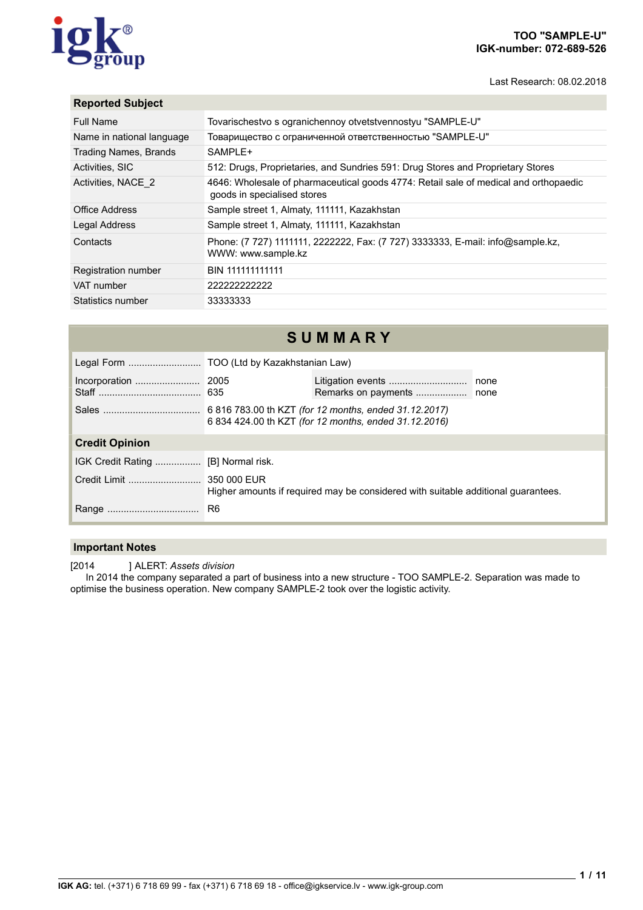**TOO "SAMPLE-U"**
**IGK-number: 072-689-526**

Last Research: 08.02.2018

## Reported Subject

| | |
|---|---|
| Full Name | Tovarischestvo s ogranichennoy otvetstvennostyu "SAMPLE-U" |
| Name in national language | Товарищество с ограниченной ответственностью "SAMPLE-U" |
| Trading Names, Brands | SAMPLE+ |
| Activities, SIC | 512: Drugs, Proprietaries, and Sundries 591: Drug Stores and Proprietary Stores |
| Activities, NACE_2 | 4646: Wholesale of pharmaceutical goods 4774: Retail sale of medical and orthopaedic goods in specialised stores |
| Office Address | Sample street 1, Almaty, 111111, Kazakhstan |
| Legal Address | Sample street 1, Almaty, 111111, Kazakhstan |
| Contacts | Phone: (7 727) 1111111, 2222222, Fax: (7 727) 3333333, E-mail: info@sample.kz, WWW: www.sample.kz |
| Registration number | BIN 111111111111 |
| VAT number | 222222222222 |
| Statistics number | 33333333 |

## SUMMARY

| | | | |
|---|---|---|---|
| Legal Form | TOO (Ltd by Kazakhstanian Law) | | |
| Incorporation | 2005 | Litigation events | none |
| Staff | 635 | Remarks on payments | none |
| Sales | 6 816 783.00 th KZT *(for 12 months, ended 31.12.2017)*<br>6 834 424.00 th KZT *(for 12 months, ended 31.12.2016)* | | |

### Credit Opinion

| | |
|---|---|
| IGK Credit Rating | [B] Normal risk. |
| Credit Limit | 350 000 EUR<br>Higher amounts if required may be considered with suitable additional guarantees. |
| Range | R6 |

## Important Notes

[2014 ] ALERT: *Assets division*

In 2014 the company separated a part of business into a new structure - TOO SAMPLE-2. Separation was made to optimise the business operation. New company SAMPLE-2 took over the logistic activity.

**IGK AG:** tel. (+371) 6 718 69 99 - fax (+371) 6 718 69 18 - office@igkservice.lv - www.igk-group.com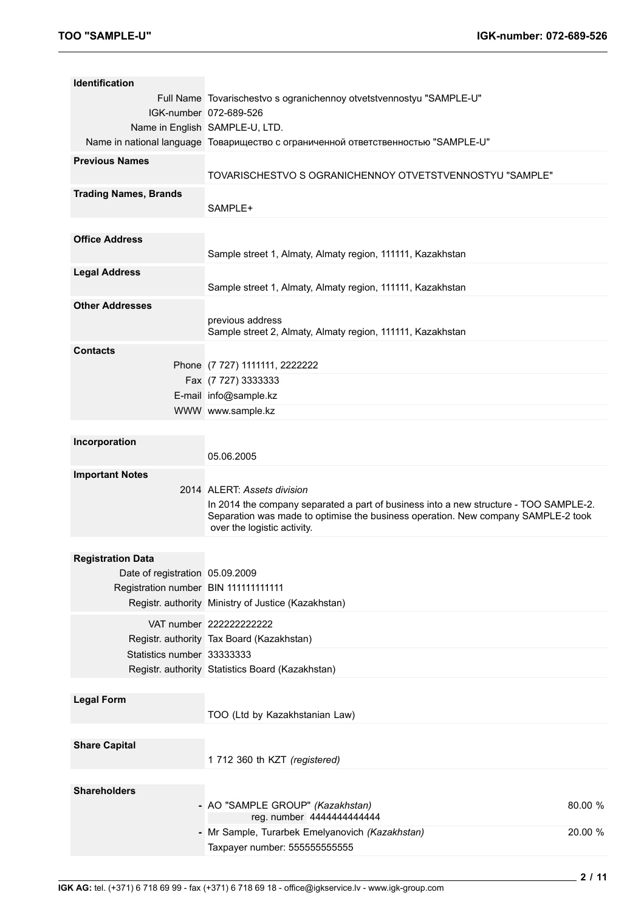## Identification

| | |
|---|---|
| Full Name | Tovarischestvo s ogranichennoy otvetstvennostyu "SAMPLE-U" |
| IGK-number | 072-689-526 |
| Name in English | SAMPLE-U, LTD. |
| Name in national language | Товарищество с ограниченной ответственностью "SAMPLE-U" |

## Previous Names

TOVARISCHESTVO S OGRANICHENNOY OTVETSTVENNOSTYU "SAMPLE"

## Trading Names, Brands

SAMPLE+

## Office Address

Sample street 1, Almaty, Almaty region, 111111, Kazakhstan

## Legal Address

Sample street 1, Almaty, Almaty region, 111111, Kazakhstan

## Other Addresses

previous address
Sample street 2, Almaty, Almaty region, 111111, Kazakhstan

## Contacts

| | |
|---|---|
| Phone | (7 727) 1111111, 2222222 |
| Fax | (7 727) 3333333 |
| E-mail | info@sample.kz |
| WWW | www.sample.kz |

## Incorporation

05.06.2005

## Important Notes

2014 ALERT: *Assets division*

In 2014 the company separated a part of business into a new structure - TOO SAMPLE-2. Separation was made to optimise the business operation. New company SAMPLE-2 took over the logistic activity.

## Registration Data

| | |
|---|---|
| Date of registration | 05.09.2009 |
| Registration number | BIN 111111111111 |
| Registr. authority | Ministry of Justice (Kazakhstan) |
| VAT number | 222222222222 |
| Registr. authority | Tax Board (Kazakhstan) |
| Statistics number | 33333333 |
| Registr. authority | Statistics Board (Kazakhstan) |

## Legal Form

TOO (Ltd by Kazakhstanian Law)

## Share Capital

1 712 360 th KZT *(registered)*

## Shareholders

| Shareholder | Share |
|---|---|
| - AO "SAMPLE GROUP" *(Kazakhstan)*, reg. number 4444444444444 | 80.00 % |
| - Mr Sample, Turarbek Emelyanovich *(Kazakhstan)*, Taxpayer number: 555555555555 | 20.00 % |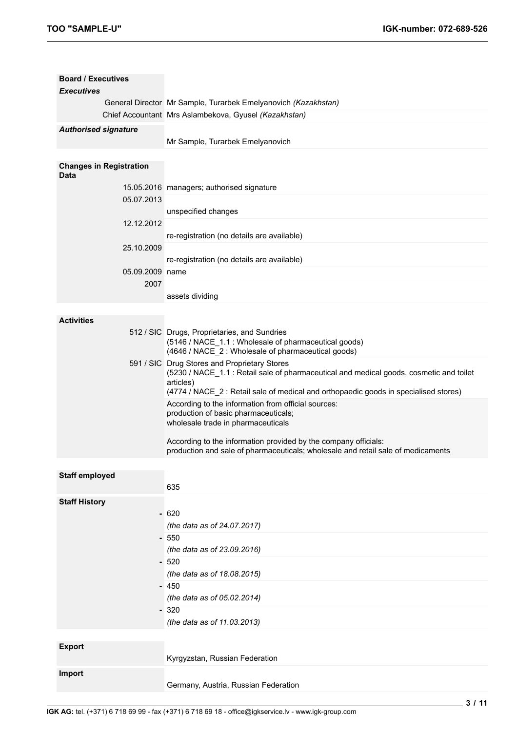## Board / Executives

### *Executives*

| | |
|---|---|
| General Director | Mr Sample, Turarbek Emelyanovich *(Kazakhstan)* |
| Chief Accountant | Mrs Aslambekova, Gyusel *(Kazakhstan)* |

### *Authorised signature*

Mr Sample, Turarbek Emelyanovich

## Changes in Registration Data

| | |
|---|---|
| 15.05.2016 | managers; authorised signature |
| 05.07.2013 | unspecified changes |
| 12.12.2012 | re-registration (no details are available) |
| 25.10.2009 | re-registration (no details are available) |
| 05.09.2009 | name |
| 2007 | assets dividing |

## Activities

| | |
|---|---|
| 512 / SIC | Drugs, Proprietaries, and Sundries<br>(5146 / NACE_1.1 : Wholesale of pharmaceutical goods)<br>(4646 / NACE_2 : Wholesale of pharmaceutical goods) |
| 591 / SIC | Drug Stores and Proprietary Stores<br>(5230 / NACE_1.1 : Retail sale of pharmaceutical and medical goods, cosmetic and toilet articles)<br>(4774 / NACE_2 : Retail sale of medical and orthopaedic goods in specialised stores) |

According to the information from official sources:
production of basic pharmaceuticals;
wholesale trade in pharmaceuticals

According to the information provided by the company officials:
production and sale of pharmaceuticals; wholesale and retail sale of medicaments

## Staff employed

635

## Staff History

- 620
  *(the data as of 24.07.2017)*
- 550
  *(the data as of 23.09.2016)*
- 520
  *(the data as of 18.08.2015)*
- 450
  *(the data as of 05.02.2014)*
- 320
  *(the data as of 11.03.2013)*

## Export

Kyrgyzstan, Russian Federation

## Import

Germany, Austria, Russian Federation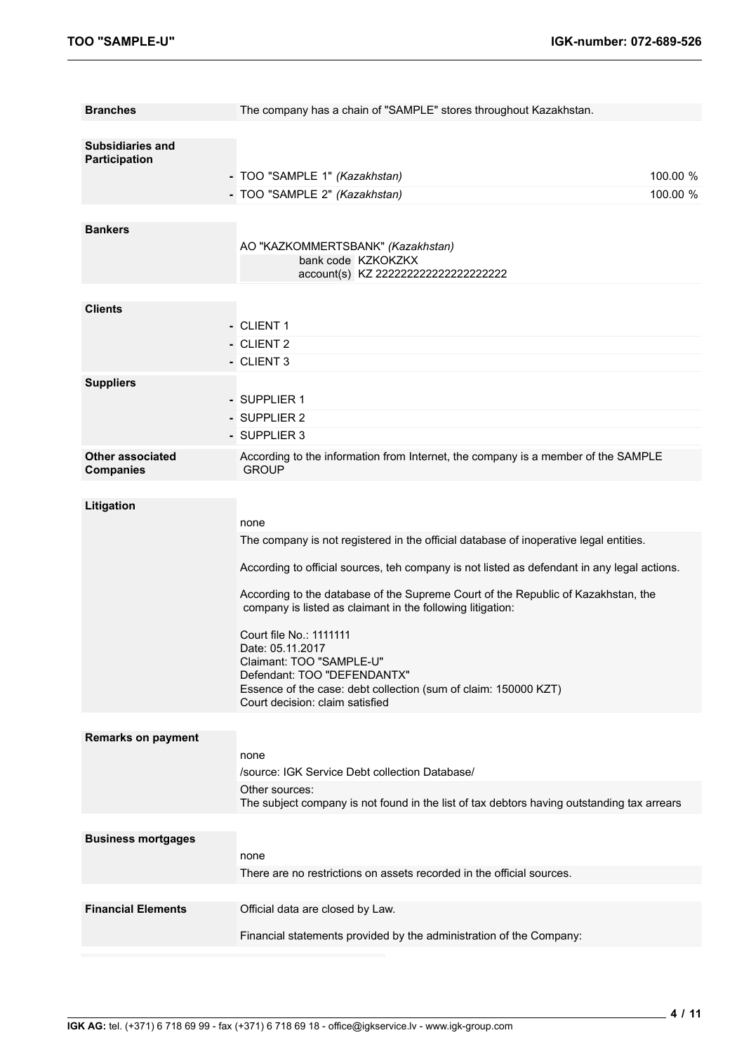**Branches**

The company has a chain of "SAMPLE" stores throughout Kazakhstan.

**Subsidiaries and Participation**

| | |
|---|---|
| - TOO "SAMPLE 1" *(Kazakhstan)* | 100.00 % |
| - TOO "SAMPLE 2" *(Kazakhstan)* | 100.00 % |

**Bankers**

AO "KAZKOMMERTSBANK" *(Kazakhstan)*
bank code KZKOKZKX
account(s) KZ 222222222222222222222

**Clients**

- CLIENT 1
- CLIENT 2
- CLIENT 3

**Suppliers**

- SUPPLIER 1
- SUPPLIER 2
- SUPPLIER 3

**Other associated Companies**

According to the information from Internet, the company is a member of the SAMPLE GROUP

**Litigation**

none

The company is not registered in the official database of inoperative legal entities.

According to official sources, teh company is not listed as defendant in any legal actions.

According to the database of the Supreme Court of the Republic of Kazakhstan, the company is listed as claimant in the following litigation:

Court file No.: 1111111
Date: 05.11.2017
Claimant: TOO "SAMPLE-U"
Defendant: TOO "DEFENDANTX"
Essence of the case: debt collection (sum of claim: 150000 KZT)
Court decision: claim satisfied

**Remarks on payment**

none

/source: IGK Service Debt collection Database/

Other sources:
The subject company is not found in the list of tax debtors having outstanding tax arrears

**Business mortgages**

none

There are no restrictions on assets recorded in the official sources.

**Financial Elements**

Official data are closed by Law.

Financial statements provided by the administration of the Company: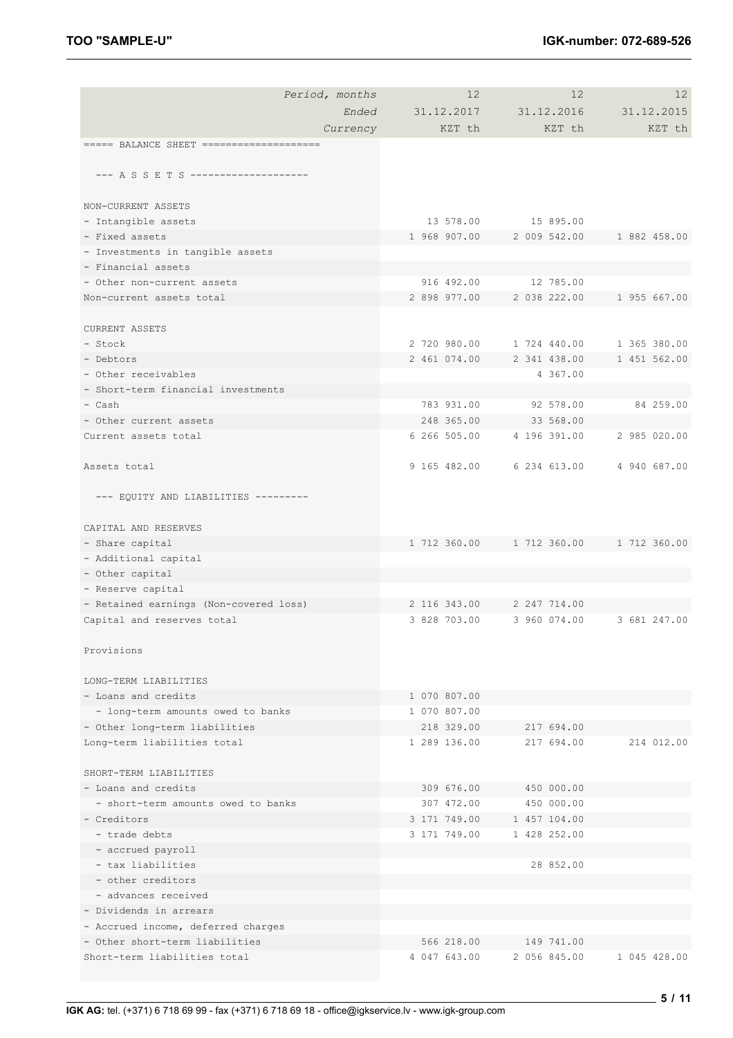| Period, months | 12 | 12 | 12 |
|---|---|---|---|
| Ended | 31.12.2017 | 31.12.2016 | 31.12.2015 |
| Currency | KZT th | KZT th | KZT th |
| ===== BALANCE SHEET ==================== | | | |
| --- A S S E T S -------------------- | | | |
| NON-CURRENT ASSETS | | | |
| - Intangible assets | 13 578.00 | 15 895.00 | |
| - Fixed assets | 1 968 907.00 | 2 009 542.00 | 1 882 458.00 |
| - Investments in tangible assets | | | |
| - Financial assets | | | |
| - Other non-current assets | 916 492.00 | 12 785.00 | |
| Non-current assets total | 2 898 977.00 | 2 038 222.00 | 1 955 667.00 |
| CURRENT ASSETS | | | |
| - Stock | 2 720 980.00 | 1 724 440.00 | 1 365 380.00 |
| - Debtors | 2 461 074.00 | 2 341 438.00 | 1 451 562.00 |
| - Other receivables | | 4 367.00 | |
| - Short-term financial investments | | | |
| - Cash | 783 931.00 | 92 578.00 | 84 259.00 |
| - Other current assets | 248 365.00 | 33 568.00 | |
| Current assets total | 6 266 505.00 | 4 196 391.00 | 2 985 020.00 |
| Assets total | 9 165 482.00 | 6 234 613.00 | 4 940 687.00 |
| --- EQUITY AND LIABILITIES --------- | | | |
| CAPITAL AND RESERVES | | | |
| - Share capital | 1 712 360.00 | 1 712 360.00 | 1 712 360.00 |
| - Additional capital | | | |
| - Other capital | | | |
| - Reserve capital | | | |
| - Retained earnings (Non-covered loss) | 2 116 343.00 | 2 247 714.00 | |
| Capital and reserves total | 3 828 703.00 | 3 960 074.00 | 3 681 247.00 |
| Provisions | | | |
| LONG-TERM LIABILITIES | | | |
| - Loans and credits | 1 070 807.00 | | |
| - long-term amounts owed to banks | 1 070 807.00 | | |
| - Other long-term liabilities | 218 329.00 | 217 694.00 | |
| Long-term liabilities total | 1 289 136.00 | 217 694.00 | 214 012.00 |
| SHORT-TERM LIABILITIES | | | |
| - Loans and credits | 309 676.00 | 450 000.00 | |
| - short-term amounts owed to banks | 307 472.00 | 450 000.00 | |
| - Creditors | 3 171 749.00 | 1 457 104.00 | |
| - trade debts | 3 171 749.00 | 1 428 252.00 | |
| - accrued payroll | | | |
| - tax liabilities | | 28 852.00 | |
| - other creditors | | | |
| - advances received | | | |
| - Dividends in arrears | | | |
| - Accrued income, deferred charges | | | |
| - Other short-term liabilities | 566 218.00 | 149 741.00 | |
| Short-term liabilities total | 4 047 643.00 | 2 056 845.00 | 1 045 428.00 |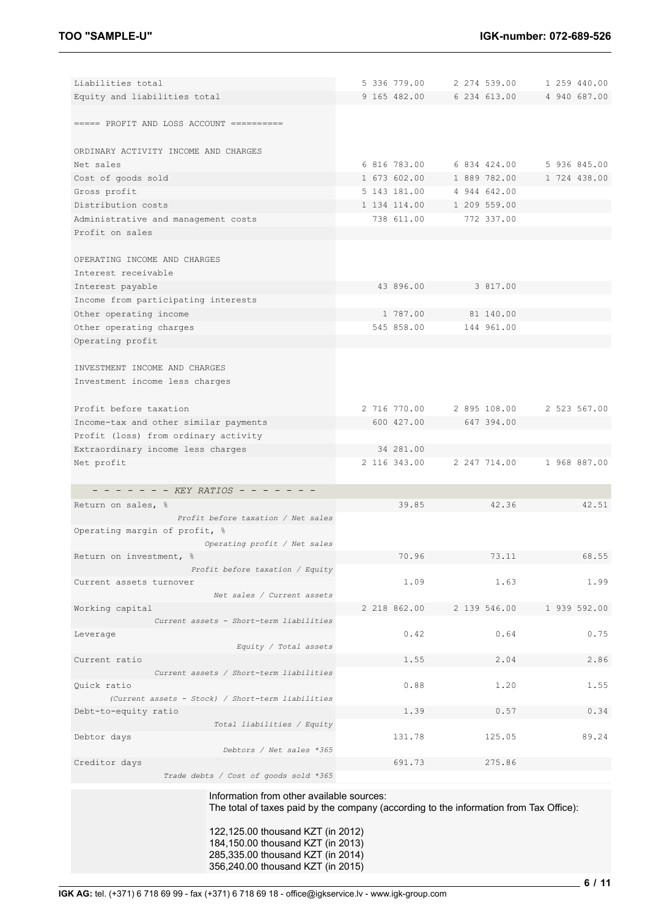| | | | |
|---|---|---|---|
| Liabilities total | 5 336 779.00 | 2 274 539.00 | 1 259 440.00 |
| Equity and liabilities total | 9 165 482.00 | 6 234 613.00 | 4 940 687.00 |
| | | | |
| ===== PROFIT AND LOSS ACCOUNT ========== | | | |
| | | | |
| ORDINARY ACTIVITY INCOME AND CHARGES | | | |
| Net sales | 6 816 783.00 | 6 834 424.00 | 5 936 845.00 |
| Cost of goods sold | 1 673 602.00 | 1 889 782.00 | 1 724 438.00 |
| Gross profit | 5 143 181.00 | 4 944 642.00 | |
| Distribution costs | 1 134 114.00 | 1 209 559.00 | |
| Administrative and management costs | 738 611.00 | 772 337.00 | |
| Profit on sales | | | |
| | | | |
| OPERATING INCOME AND CHARGES | | | |
| Interest receivable | | | |
| Interest payable | 43 896.00 | 3 817.00 | |
| Income from participating interests | | | |
| Other operating income | 1 787.00 | 81 140.00 | |
| Other operating charges | 545 858.00 | 144 961.00 | |
| Operating profit | | | |
| | | | |
| INVESTMENT INCOME AND CHARGES | | | |
| Investment income less charges | | | |
| | | | |
| Profit before taxation | 2 716 770.00 | 2 895 108.00 | 2 523 567.00 |
| Income-tax and other similar payments | 600 427.00 | 647 394.00 | |
| Profit (loss) from ordinary activity | | | |
| Extraordinary income less charges | 34 281.00 | | |
| Net profit | 2 116 343.00 | 2 247 714.00 | 1 968 887.00 |

| *- - - - - - - KEY RATIOS - - - - - - -* | | | |
|---|---|---|---|
| Return on sales, % <br> *Profit before taxation / Net sales* | 39.85 | 42.36 | 42.51 |
| Operating margin of profit, % <br> *Operating profit / Net sales* | | | |
| Return on investment, % <br> *Profit before taxation / Equity* | 70.96 | 73.11 | 68.55 |
| Current assets turnover <br> *Net sales / Current assets* | 1.09 | 1.63 | 1.99 |
| Working capital <br> *Current assets - Short-term liabilities* | 2 218 862.00 | 2 139 546.00 | 1 939 592.00 |
| Leverage <br> *Equity / Total assets* | 0.42 | 0.64 | 0.75 |
| Current ratio <br> *Current assets / Short-term liabilities* | 1.55 | 2.04 | 2.86 |
| Quick ratio <br> *(Current assets - Stock) / Short-term liabilities* | 0.88 | 1.20 | 1.55 |
| Debt-to-equity ratio <br> *Total liabilities / Equity* | 1.39 | 0.57 | 0.34 |
| Debtor days <br> *Debtors / Net sales *365* | 131.78 | 125.05 | 89.24 |
| Creditor days <br> *Trade debts / Cost of goods sold *365* | 691.73 | 275.86 | |

Information from other available sources:
The total of taxes paid by the company (according to the information from Tax Office):

122,125.00 thousand KZT (in 2012)
184,150.00 thousand KZT (in 2013)
285,335.00 thousand KZT (in 2014)
356,240.00 thousand KZT (in 2015)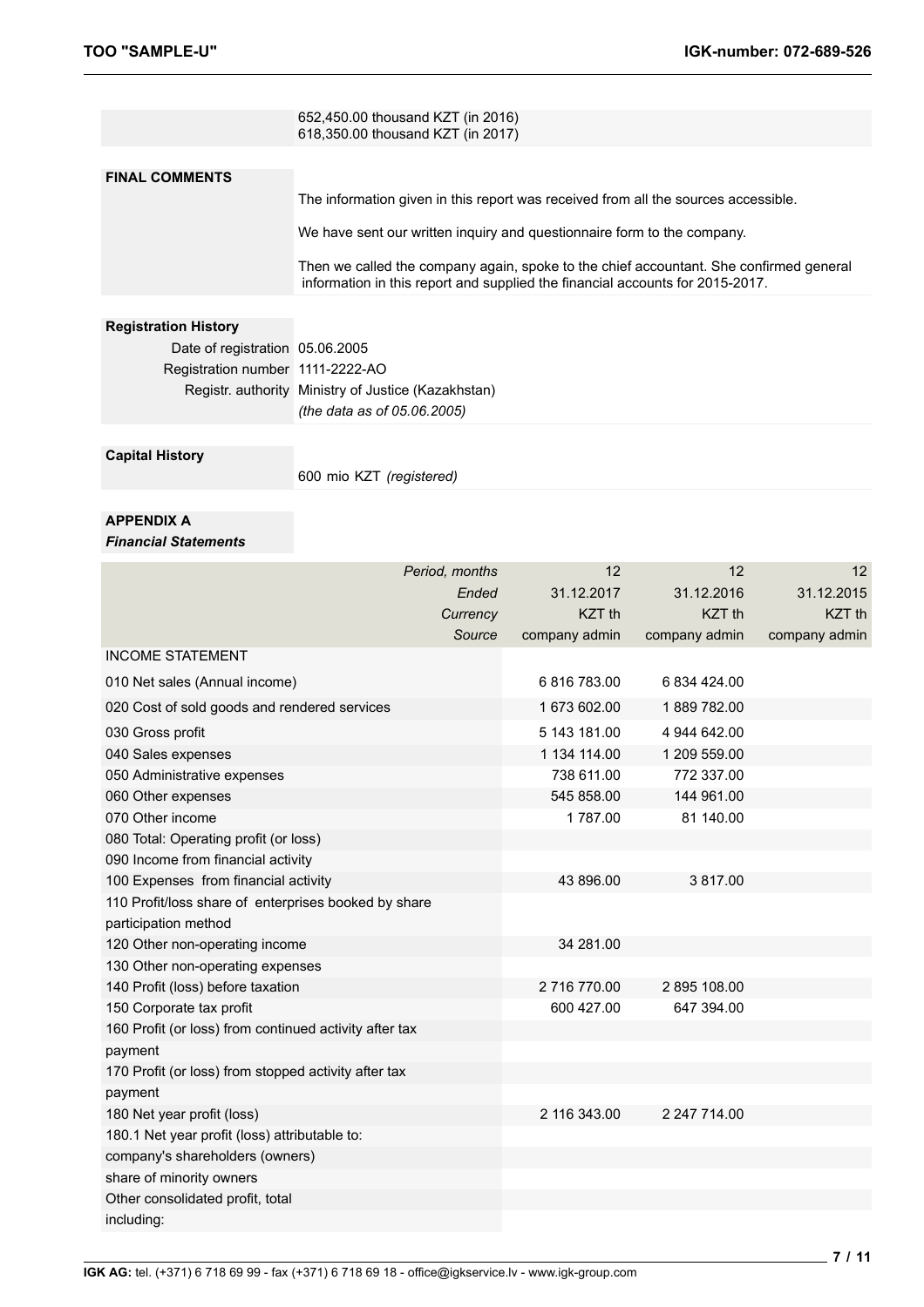652,450.00 thousand KZT (in 2016)
618,350.00 thousand KZT (in 2017)

**FINAL COMMENTS**

The information given in this report was received from all the sources accessible.

We have sent our written inquiry and questionnaire form to the company.

Then we called the company again, spoke to the chief accountant. She confirmed general information in this report and supplied the financial accounts for 2015-2017.

**Registration History**

Date of registration 05.06.2005
Registration number 1111-2222-AO
Registr. authority Ministry of Justice (Kazakhstan)
*(the data as of 05.06.2005)*

**Capital History**

600 mio KZT *(registered)*

**APPENDIX A**
***Financial Statements***

| *Period, months* | 12 | 12 | 12 |
|---|---|---|---|
| *Ended* | 31.12.2017 | 31.12.2016 | 31.12.2015 |
| *Currency* | KZT th | KZT th | KZT th |
| *Source* | company admin | company admin | company admin |
| INCOME STATEMENT | | | |
| 010 Net sales (Annual income) | 6 816 783.00 | 6 834 424.00 | |
| 020 Cost of sold goods and rendered services | 1 673 602.00 | 1 889 782.00 | |
| 030 Gross profit | 5 143 181.00 | 4 944 642.00 | |
| 040 Sales expenses | 1 134 114.00 | 1 209 559.00 | |
| 050 Administrative expenses | 738 611.00 | 772 337.00 | |
| 060 Other expenses | 545 858.00 | 144 961.00 | |
| 070 Other income | 1 787.00 | 81 140.00 | |
| 080 Total: Operating profit (or loss) | | | |
| 090 Income from financial activity | | | |
| 100 Expenses from financial activity | 43 896.00 | 3 817.00 | |
| 110 Profit/loss share of enterprises booked by share participation method | | | |
| 120 Other non-operating income | 34 281.00 | | |
| 130 Other non-operating expenses | | | |
| 140 Profit (loss) before taxation | 2 716 770.00 | 2 895 108.00 | |
| 150 Corporate tax profit | 600 427.00 | 647 394.00 | |
| 160 Profit (or loss) from continued activity after tax payment | | | |
| 170 Profit (or loss) from stopped activity after tax payment | | | |
| 180 Net year profit (loss) | 2 116 343.00 | 2 247 714.00 | |
| 180.1 Net year profit (loss) attributable to: | | | |
| company's shareholders (owners) | | | |
| share of minority owners | | | |
| Other consolidated profit, total | | | |
| including: | | | |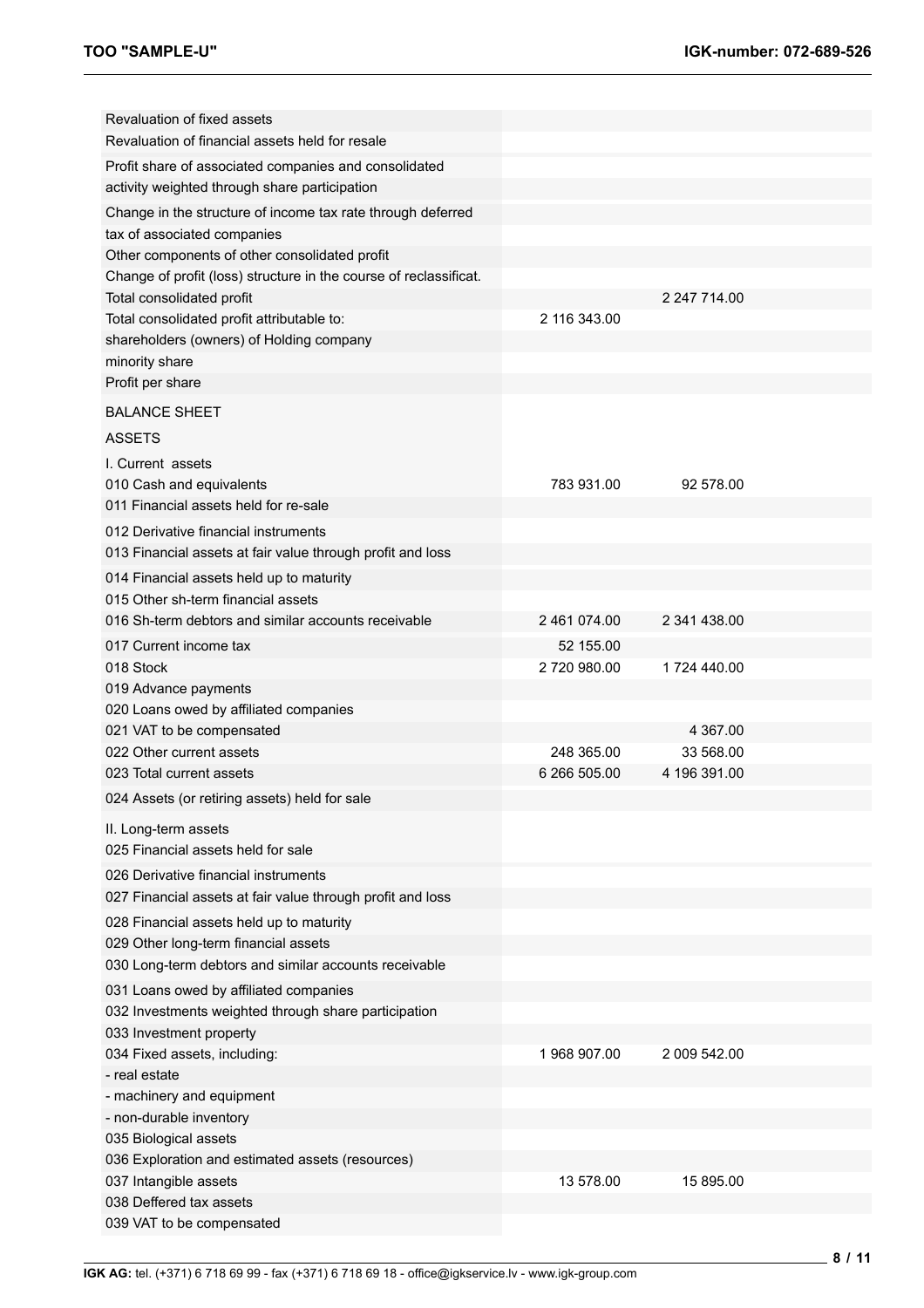| | | |
|---|---|---|
| Revaluation of fixed assets | | |
| Revaluation of financial assets held for resale | | |
| Profit share of associated companies and consolidated activity weighted through share participation | | |
| Change in the structure of income tax rate through deferred tax of associated companies | | |
| Other components of other consolidated profit | | |
| Change of profit (loss) structure in the course of reclassificat. | | |
| Total consolidated profit | | 2 247 714.00 |
| Total consolidated profit attributable to: | 2 116 343.00 | |
| shareholders (owners) of Holding company | | |
| minority share | | |
| Profit per share | | |
| BALANCE SHEET | | |
| ASSETS | | |
| I. Current assets | | |
| 010 Cash and equivalents | 783 931.00 | 92 578.00 |
| 011 Financial assets held for re-sale | | |
| 012 Derivative financial instruments | | |
| 013 Financial assets at fair value through profit and loss | | |
| 014 Financial assets held up to maturity | | |
| 015 Other sh-term financial assets | | |
| 016 Sh-term debtors and similar accounts receivable | 2 461 074.00 | 2 341 438.00 |
| 017 Current income tax | 52 155.00 | |
| 018 Stock | 2 720 980.00 | 1 724 440.00 |
| 019 Advance payments | | |
| 020 Loans owed by affiliated companies | | |
| 021 VAT to be compensated | | 4 367.00 |
| 022 Other current assets | 248 365.00 | 33 568.00 |
| 023 Total current assets | 6 266 505.00 | 4 196 391.00 |
| 024 Assets (or retiring assets) held for sale | | |
| II. Long-term assets | | |
| 025 Financial assets held for sale | | |
| 026 Derivative financial instruments | | |
| 027 Financial assets at fair value through profit and loss | | |
| 028 Financial assets held up to maturity | | |
| 029 Other long-term financial assets | | |
| 030 Long-term debtors and similar accounts receivable | | |
| 031 Loans owed by affiliated companies | | |
| 032 Investments weighted through share participation | | |
| 033 Investment property | | |
| 034 Fixed assets, including: | 1 968 907.00 | 2 009 542.00 |
| - real estate | | |
| - machinery and equipment | | |
| - non-durable inventory | | |
| 035 Biological assets | | |
| 036 Exploration and estimated assets (resources) | | |
| 037 Intangible assets | 13 578.00 | 15 895.00 |
| 038 Deffered tax assets | | |
| 039 VAT to be compensated | | |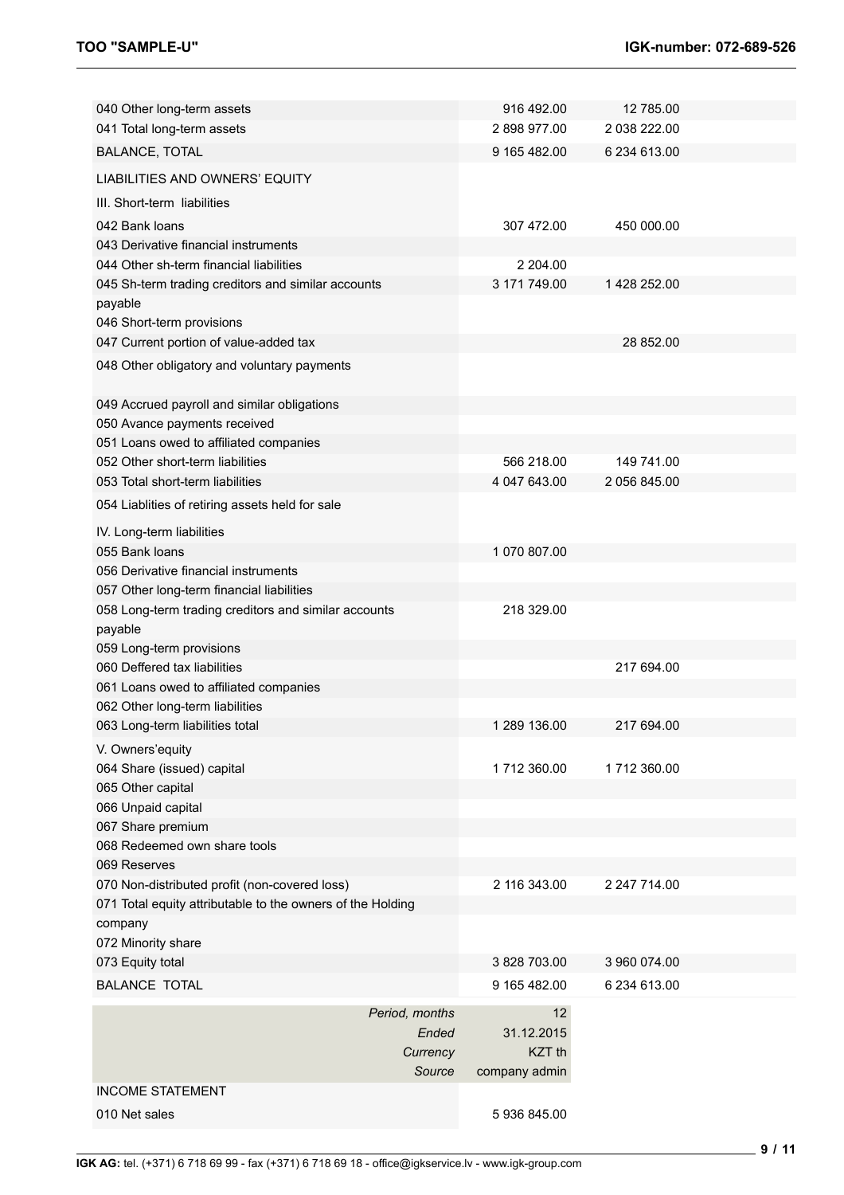| | | |
|---|---|---|
| 040 Other long-term assets | 916 492.00 | 12 785.00 |
| 041 Total long-term assets | 2 898 977.00 | 2 038 222.00 |
| BALANCE, TOTAL | 9 165 482.00 | 6 234 613.00 |
| LIABILITIES AND OWNERS' EQUITY | | |
| III. Short-term liabilities | | |
| 042 Bank loans | 307 472.00 | 450 000.00 |
| 043 Derivative financial instruments | | |
| 044 Other sh-term financial liabilities | 2 204.00 | |
| 045 Sh-term trading creditors and similar accounts payable | 3 171 749.00 | 1 428 252.00 |
| 046 Short-term provisions | | |
| 047 Current portion of value-added tax | | 28 852.00 |
| 048 Other obligatory and voluntary payments | | |
| 049 Accrued payroll and similar obligations | | |
| 050 Avance payments received | | |
| 051 Loans owed to affiliated companies | | |
| 052 Other short-term liabilities | 566 218.00 | 149 741.00 |
| 053 Total short-term liabilities | 4 047 643.00 | 2 056 845.00 |
| 054 Liablities of retiring assets held for sale | | |
| IV. Long-term liabilities | | |
| 055 Bank loans | 1 070 807.00 | |
| 056 Derivative financial instruments | | |
| 057 Other long-term financial liabilities | | |
| 058 Long-term trading creditors and similar accounts payable | 218 329.00 | |
| 059 Long-term provisions | | |
| 060 Deffered tax liabilities | | 217 694.00 |
| 061 Loans owed to affiliated companies | | |
| 062 Other long-term liabilities | | |
| 063 Long-term liabilities total | 1 289 136.00 | 217 694.00 |
| V. Owners'equity | | |
| 064 Share (issued) capital | 1 712 360.00 | 1 712 360.00 |
| 065 Other capital | | |
| 066 Unpaid capital | | |
| 067 Share premium | | |
| 068 Redeemed own share tools | | |
| 069 Reserves | | |
| 070 Non-distributed profit (non-covered loss) | 2 116 343.00 | 2 247 714.00 |
| 071 Total equity attributable to the owners of the Holding company | | |
| 072 Minority share | | |
| 073 Equity total | 3 828 703.00 | 3 960 074.00 |
| BALANCE TOTAL | 9 165 482.00 | 6 234 613.00 |

| | |
|---|---|
| *Period, months* | 12 |
| *Ended* | 31.12.2015 |
| *Currency* | KZT th |
| *Source* | company admin |
| INCOME STATEMENT | |
| 010 Net sales | 5 936 845.00 |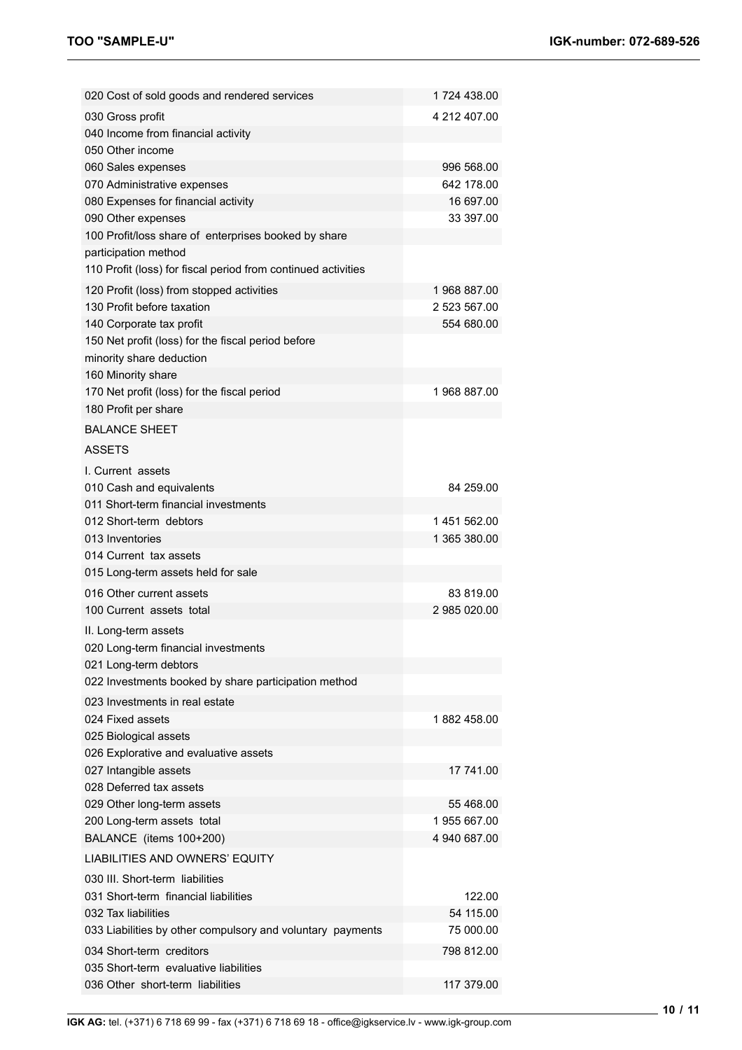| | |
|---|---|
| 020 Cost of sold goods and rendered services | 1 724 438.00 |
| 030 Gross profit | 4 212 407.00 |
| 040 Income from financial activity | |
| 050 Other income | |
| 060 Sales expenses | 996 568.00 |
| 070 Administrative expenses | 642 178.00 |
| 080 Expenses for financial activity | 16 697.00 |
| 090 Other expenses | 33 397.00 |
| 100 Profit/loss share of enterprises booked by share participation method | |
| 110 Profit (loss) for fiscal period from continued activities | |
| 120 Profit (loss) from stopped activities | 1 968 887.00 |
| 130 Profit before taxation | 2 523 567.00 |
| 140 Corporate tax profit | 554 680.00 |
| 150 Net profit (loss) for the fiscal period before minority share deduction | |
| 160 Minority share | |
| 170 Net profit (loss) for the fiscal period | 1 968 887.00 |
| 180 Profit per share | |
| BALANCE SHEET | |
| ASSETS | |
| I. Current assets | |
| 010 Cash and equivalents | 84 259.00 |
| 011 Short-term financial investments | |
| 012 Short-term debtors | 1 451 562.00 |
| 013 Inventories | 1 365 380.00 |
| 014 Current tax assets | |
| 015 Long-term assets held for sale | |
| 016 Other current assets | 83 819.00 |
| 100 Current assets total | 2 985 020.00 |
| II. Long-term assets | |
| 020 Long-term financial investments | |
| 021 Long-term debtors | |
| 022 Investments booked by share participation method | |
| 023 Investments in real estate | |
| 024 Fixed assets | 1 882 458.00 |
| 025 Biological assets | |
| 026 Explorative and evaluative assets | |
| 027 Intangible assets | 17 741.00 |
| 028 Deferred tax assets | |
| 029 Other long-term assets | 55 468.00 |
| 200 Long-term assets total | 1 955 667.00 |
| BALANCE (items 100+200) | 4 940 687.00 |
| LIABILITIES AND OWNERS' EQUITY | |
| 030 III. Short-term liabilities | |
| 031 Short-term financial liabilities | 122.00 |
| 032 Tax liabilities | 54 115.00 |
| 033 Liabilities by other compulsory and voluntary payments | 75 000.00 |
| 034 Short-term creditors | 798 812.00 |
| 035 Short-term evaluative liabilities | |
| 036 Other short-term liabilities | 117 379.00 |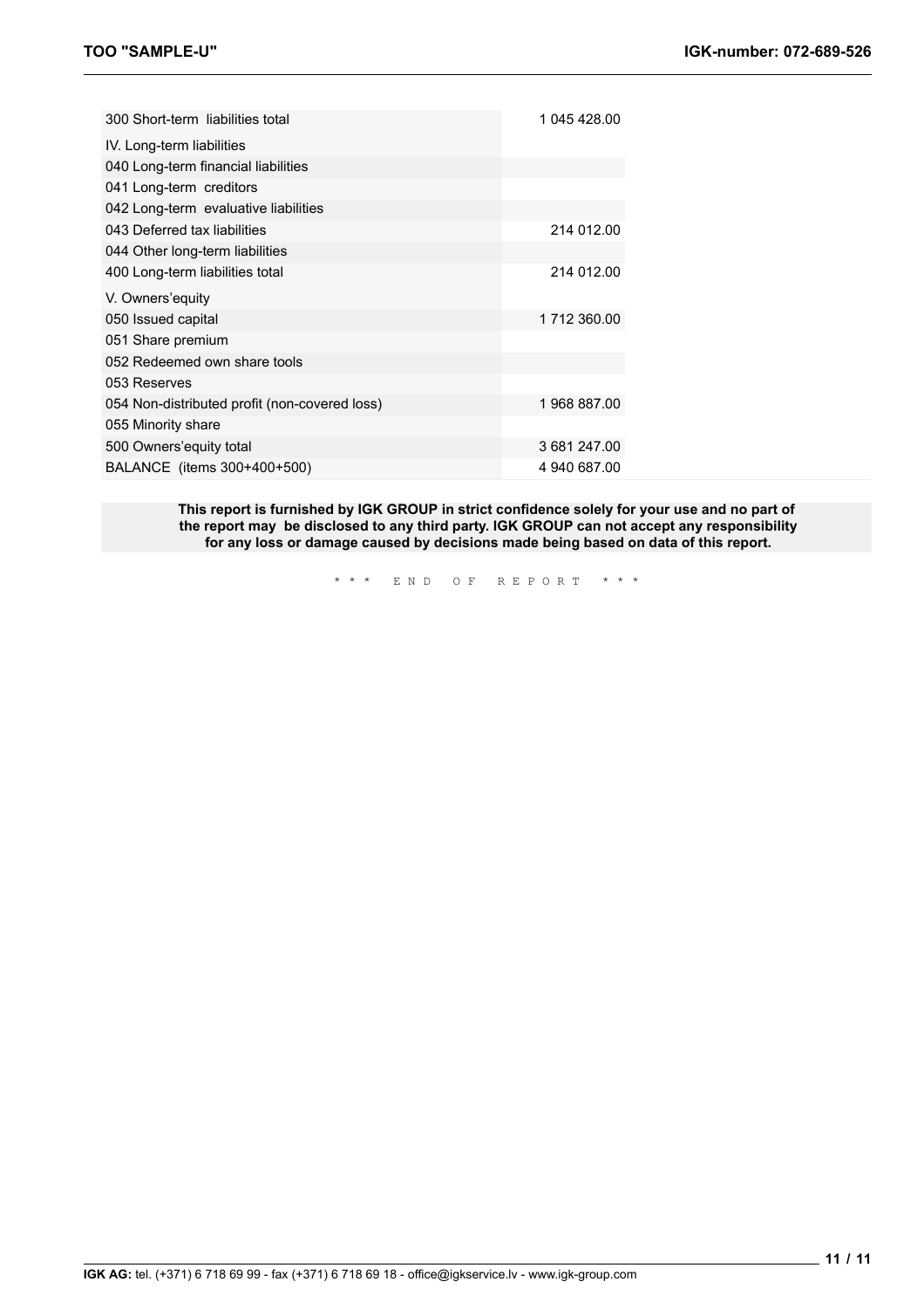| | |
|---|---|
| 300 Short-term liabilities total | 1 045 428.00 |
| IV. Long-term liabilities | |
| 040 Long-term financial liabilities | |
| 041 Long-term creditors | |
| 042 Long-term evaluative liabilities | |
| 043 Deferred tax liabilities | 214 012.00 |
| 044 Other long-term liabilities | |
| 400 Long-term liabilities total | 214 012.00 |
| V. Owners'equity | |
| 050 Issued capital | 1 712 360.00 |
| 051 Share premium | |
| 052 Redeemed own share tools | |
| 053 Reserves | |
| 054 Non-distributed profit (non-covered loss) | 1 968 887.00 |
| 055 Minority share | |
| 500 Owners'equity total | 3 681 247.00 |
| BALANCE (items 300+400+500) | 4 940 687.00 |

**This report is furnished by IGK GROUP in strict confidence solely for your use and no part of the report may be disclosed to any third party. IGK GROUP can not accept any responsibility for any loss or damage caused by decisions made being based on data of this report.**

\* \* \* END OF REPORT \* \* \*